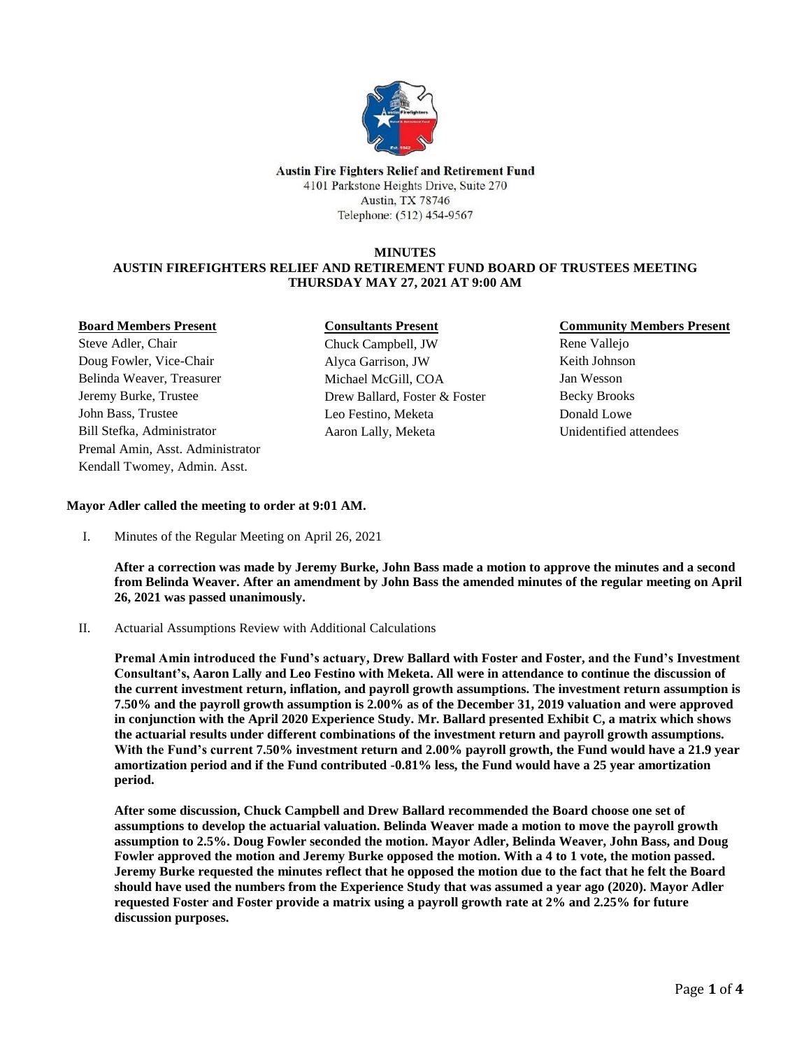**Austin Fire Fighters Relief and Retirement Fund**
4101 Parkstone Heights Drive, Suite 270
Austin, TX 78746
Telephone: (512) 454-9567

# MINUTES
## AUSTIN FIREFIGHTERS RELIEF AND RETIREMENT FUND BOARD OF TRUSTEES MEETING
## THURSDAY MAY 27, 2021 AT 9:00 AM

**Board Members Present**
Steve Adler, Chair
Doug Fowler, Vice-Chair
Belinda Weaver, Treasurer
Jeremy Burke, Trustee
John Bass, Trustee
Bill Stefka, Administrator
Premal Amin, Asst. Administrator
Kendall Twomey, Admin. Asst.

**Consultants Present**
Chuck Campbell, JW
Alyca Garrison, JW
Michael McGill, COA
Drew Ballard, Foster & Foster
Leo Festino, Meketa
Aaron Lally, Meketa

**Community Members Present**
Rene Vallejo
Keith Johnson
Jan Wesson
Becky Brooks
Donald Lowe
Unidentified attendees

**Mayor Adler called the meeting to order at 9:01 AM.**

I. Minutes of the Regular Meeting on April 26, 2021

**After a correction was made by Jeremy Burke, John Bass made a motion to approve the minutes and a second from Belinda Weaver. After an amendment by John Bass the amended minutes of the regular meeting on April 26, 2021 was passed unanimously.**

II. Actuarial Assumptions Review with Additional Calculations

**Premal Amin introduced the Fund's actuary, Drew Ballard with Foster and Foster, and the Fund's Investment Consultant's, Aaron Lally and Leo Festino with Meketa. All were in attendance to continue the discussion of the current investment return, inflation, and payroll growth assumptions. The investment return assumption is 7.50% and the payroll growth assumption is 2.00% as of the December 31, 2019 valuation and were approved in conjunction with the April 2020 Experience Study. Mr. Ballard presented Exhibit C, a matrix which shows the actuarial results under different combinations of the investment return and payroll growth assumptions. With the Fund's current 7.50% investment return and 2.00% payroll growth, the Fund would have a 21.9 year amortization period and if the Fund contributed -0.81% less, the Fund would have a 25 year amortization period.**

**After some discussion, Chuck Campbell and Drew Ballard recommended the Board choose one set of assumptions to develop the actuarial valuation. Belinda Weaver made a motion to move the payroll growth assumption to 2.5%. Doug Fowler seconded the motion. Mayor Adler, Belinda Weaver, John Bass, and Doug Fowler approved the motion and Jeremy Burke opposed the motion. With a 4 to 1 vote, the motion passed. Jeremy Burke requested the minutes reflect that he opposed the motion due to the fact that he felt the Board should have used the numbers from the Experience Study that was assumed a year ago (2020). Mayor Adler requested Foster and Foster provide a matrix using a payroll growth rate at 2% and 2.25% for future discussion purposes.**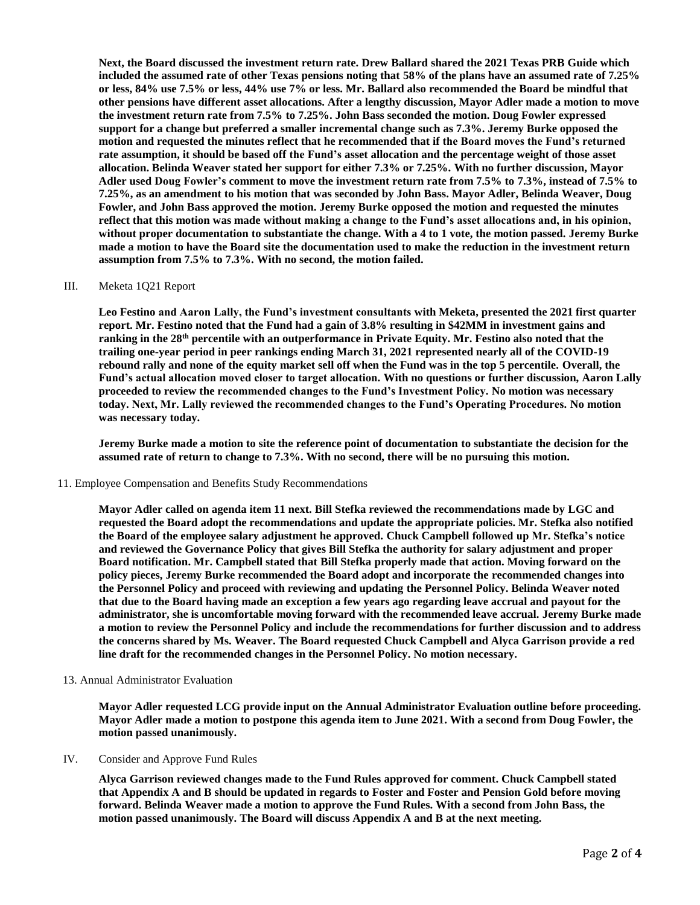**Next, the Board discussed the investment return rate. Drew Ballard shared the 2021 Texas PRB Guide which included the assumed rate of other Texas pensions noting that 58% of the plans have an assumed rate of 7.25% or less, 84% use 7.5% or less, 44% use 7% or less. Mr. Ballard also recommended the Board be mindful that other pensions have different asset allocations. After a lengthy discussion, Mayor Adler made a motion to move the investment return rate from 7.5% to 7.25%. John Bass seconded the motion. Doug Fowler expressed support for a change but preferred a smaller incremental change such as 7.3%. Jeremy Burke opposed the motion and requested the minutes reflect that he recommended that if the Board moves the Fund's returned rate assumption, it should be based off the Fund's asset allocation and the percentage weight of those asset allocation. Belinda Weaver stated her support for either 7.3% or 7.25%. With no further discussion, Mayor Adler used Doug Fowler's comment to move the investment return rate from 7.5% to 7.3%, instead of 7.5% to 7.25%, as an amendment to his motion that was seconded by John Bass. Mayor Adler, Belinda Weaver, Doug Fowler, and John Bass approved the motion. Jeremy Burke opposed the motion and requested the minutes reflect that this motion was made without making a change to the Fund's asset allocations and, in his opinion, without proper documentation to substantiate the change. With a 4 to 1 vote, the motion passed. Jeremy Burke made a motion to have the Board site the documentation used to make the reduction in the investment return assumption from 7.5% to 7.3%. With no second, the motion failed.**

III. Meketa 1Q21 Report

**Leo Festino and Aaron Lally, the Fund's investment consultants with Meketa, presented the 2021 first quarter report. Mr. Festino noted that the Fund had a gain of 3.8% resulting in $42MM in investment gains and ranking in the 28th percentile with an outperformance in Private Equity. Mr. Festino also noted that the trailing one-year period in peer rankings ending March 31, 2021 represented nearly all of the COVID-19 rebound rally and none of the equity market sell off when the Fund was in the top 5 percentile. Overall, the Fund's actual allocation moved closer to target allocation. With no questions or further discussion, Aaron Lally proceeded to review the recommended changes to the Fund's Investment Policy. No motion was necessary today. Next, Mr. Lally reviewed the recommended changes to the Fund's Operating Procedures. No motion was necessary today.**

**Jeremy Burke made a motion to site the reference point of documentation to substantiate the decision for the assumed rate of return to change to 7.3%. With no second, there will be no pursuing this motion.**

11. Employee Compensation and Benefits Study Recommendations

**Mayor Adler called on agenda item 11 next. Bill Stefka reviewed the recommendations made by LGC and requested the Board adopt the recommendations and update the appropriate policies. Mr. Stefka also notified the Board of the employee salary adjustment he approved. Chuck Campbell followed up Mr. Stefka's notice and reviewed the Governance Policy that gives Bill Stefka the authority for salary adjustment and proper Board notification. Mr. Campbell stated that Bill Stefka properly made that action. Moving forward on the policy pieces, Jeremy Burke recommended the Board adopt and incorporate the recommended changes into the Personnel Policy and proceed with reviewing and updating the Personnel Policy. Belinda Weaver noted that due to the Board having made an exception a few years ago regarding leave accrual and payout for the administrator, she is uncomfortable moving forward with the recommended leave accrual. Jeremy Burke made a motion to review the Personnel Policy and include the recommendations for further discussion and to address the concerns shared by Ms. Weaver. The Board requested Chuck Campbell and Alyca Garrison provide a red line draft for the recommended changes in the Personnel Policy. No motion necessary.**

13. Annual Administrator Evaluation

**Mayor Adler requested LCG provide input on the Annual Administrator Evaluation outline before proceeding. Mayor Adler made a motion to postpone this agenda item to June 2021. With a second from Doug Fowler, the motion passed unanimously.**

IV. Consider and Approve Fund Rules

**Alyca Garrison reviewed changes made to the Fund Rules approved for comment. Chuck Campbell stated that Appendix A and B should be updated in regards to Foster and Foster and Pension Gold before moving forward. Belinda Weaver made a motion to approve the Fund Rules. With a second from John Bass, the motion passed unanimously. The Board will discuss Appendix A and B at the next meeting.**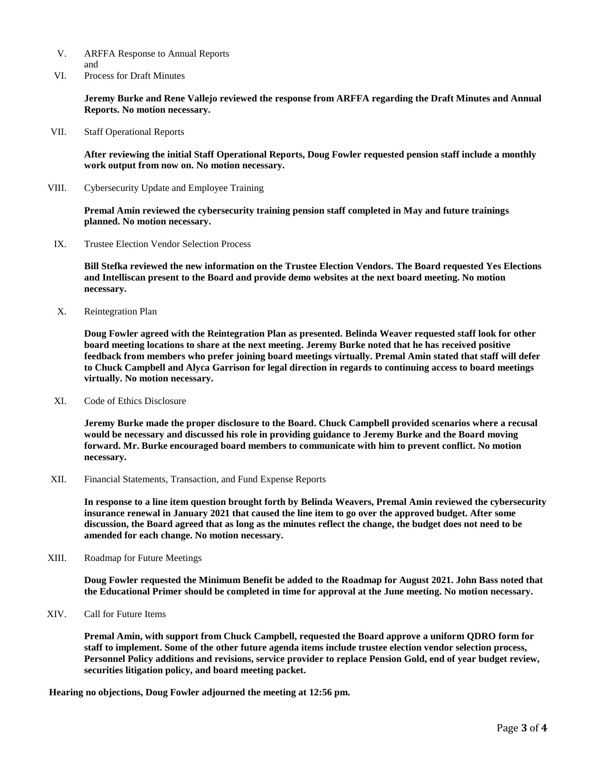V. ARFFA Response to Annual Reports
and
VI. Process for Draft Minutes

**Jeremy Burke and Rene Vallejo reviewed the response from ARFFA regarding the Draft Minutes and Annual Reports. No motion necessary.**

VII. Staff Operational Reports

**After reviewing the initial Staff Operational Reports, Doug Fowler requested pension staff include a monthly work output from now on. No motion necessary.**

VIII. Cybersecurity Update and Employee Training

**Premal Amin reviewed the cybersecurity training pension staff completed in May and future trainings planned. No motion necessary.**

IX. Trustee Election Vendor Selection Process

**Bill Stefka reviewed the new information on the Trustee Election Vendors. The Board requested Yes Elections and Intelliscan present to the Board and provide demo websites at the next board meeting. No motion necessary.**

X. Reintegration Plan

**Doug Fowler agreed with the Reintegration Plan as presented. Belinda Weaver requested staff look for other board meeting locations to share at the next meeting. Jeremy Burke noted that he has received positive feedback from members who prefer joining board meetings virtually. Premal Amin stated that staff will defer to Chuck Campbell and Alyca Garrison for legal direction in regards to continuing access to board meetings virtually. No motion necessary.**

XI. Code of Ethics Disclosure

**Jeremy Burke made the proper disclosure to the Board. Chuck Campbell provided scenarios where a recusal would be necessary and discussed his role in providing guidance to Jeremy Burke and the Board moving forward. Mr. Burke encouraged board members to communicate with him to prevent conflict. No motion necessary.**

XII. Financial Statements, Transaction, and Fund Expense Reports

**In response to a line item question brought forth by Belinda Weavers, Premal Amin reviewed the cybersecurity insurance renewal in January 2021 that caused the line item to go over the approved budget. After some discussion, the Board agreed that as long as the minutes reflect the change, the budget does not need to be amended for each change. No motion necessary.**

XIII. Roadmap for Future Meetings

**Doug Fowler requested the Minimum Benefit be added to the Roadmap for August 2021. John Bass noted that the Educational Primer should be completed in time for approval at the June meeting. No motion necessary.**

XIV. Call for Future Items

**Premal Amin, with support from Chuck Campbell, requested the Board approve a uniform QDRO form for staff to implement. Some of the other future agenda items include trustee election vendor selection process, Personnel Policy additions and revisions, service provider to replace Pension Gold, end of year budget review, securities litigation policy, and board meeting packet.**

**Hearing no objections, Doug Fowler adjourned the meeting at 12:56 pm.**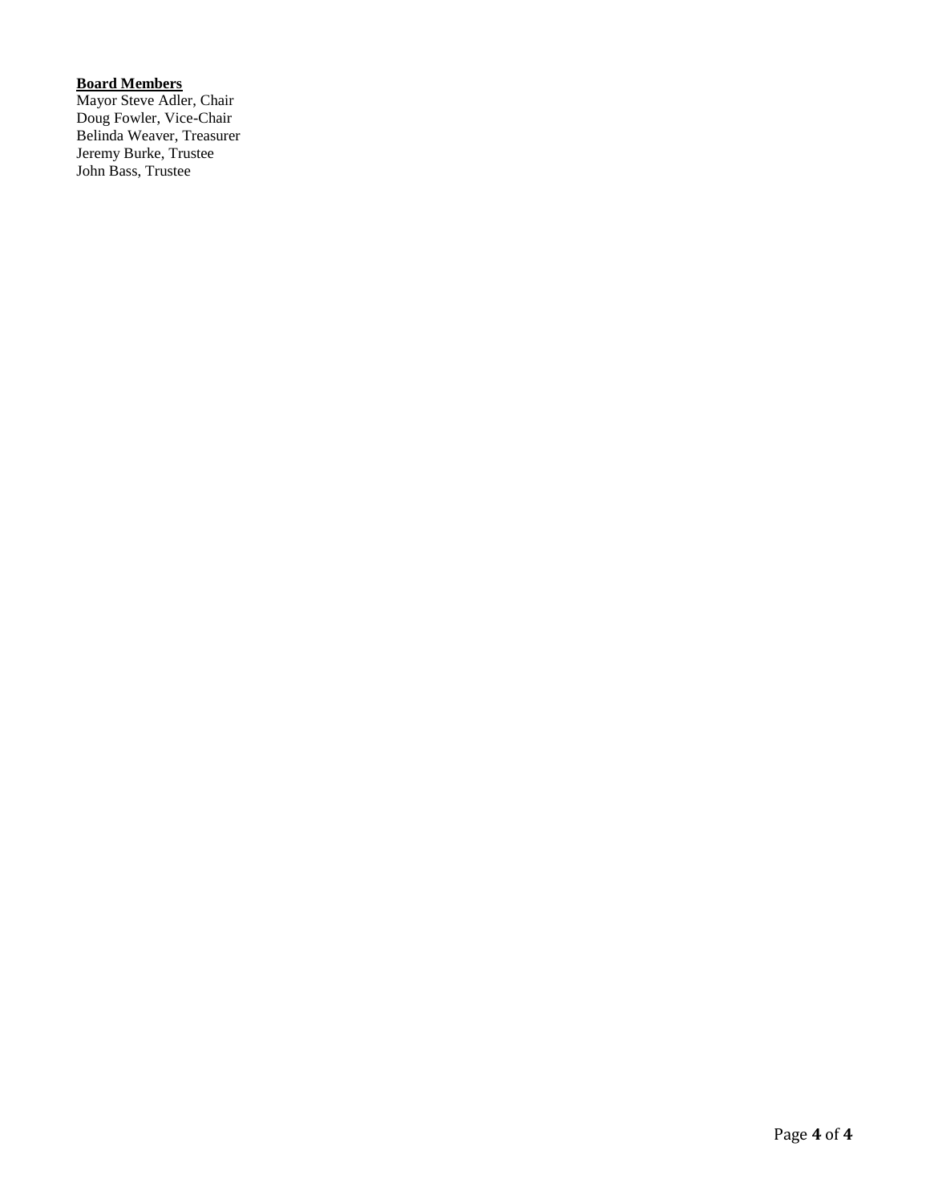**Board Members**

Mayor Steve Adler, Chair
Doug Fowler, Vice-Chair
Belinda Weaver, Treasurer
Jeremy Burke, Trustee
John Bass, Trustee